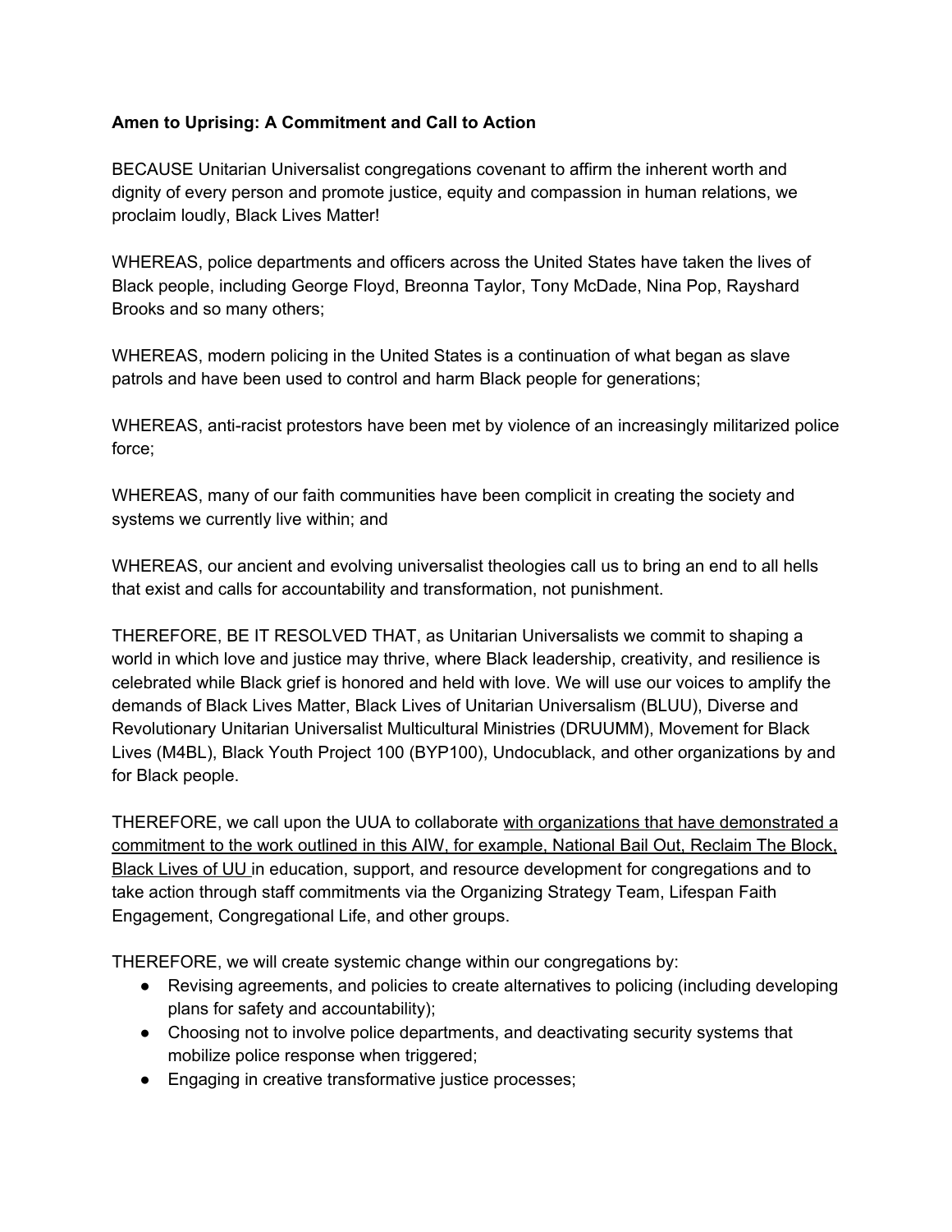**Amen to Uprising: A Commitment and Call to Action**

BECAUSE Unitarian Universalist congregations covenant to affirm the inherent worth and dignity of every person and promote justice, equity and compassion in human relations, we proclaim loudly, Black Lives Matter!

WHEREAS, police departments and officers across the United States have taken the lives of Black people, including George Floyd, Breonna Taylor, Tony McDade, Nina Pop, Rayshard Brooks and so many others;

WHEREAS, modern policing in the United States is a continuation of what began as slave patrols and have been used to control and harm Black people for generations;

WHEREAS, anti-racist protestors have been met by violence of an increasingly militarized police force;

WHEREAS, many of our faith communities have been complicit in creating the society and systems we currently live within; and

WHEREAS, our ancient and evolving universalist theologies call us to bring an end to all hells that exist and calls for accountability and transformation, not punishment.

THEREFORE, BE IT RESOLVED THAT, as Unitarian Universalists we commit to shaping a world in which love and justice may thrive, where Black leadership, creativity, and resilience is celebrated while Black grief is honored and held with love. We will use our voices to amplify the demands of Black Lives Matter, Black Lives of Unitarian Universalism (BLUU), Diverse and Revolutionary Unitarian Universalist Multicultural Ministries (DRUUMM), Movement for Black Lives (M4BL), Black Youth Project 100 (BYP100), Undocublack, and other organizations by and for Black people.

THEREFORE, we call upon the UUA to collaborate with organizations that have demonstrated a commitment to the work outlined in this AIW, for example, National Bail Out, Reclaim The Block, Black Lives of UU in education, support, and resource development for congregations and to take action through staff commitments via the Organizing Strategy Team, Lifespan Faith Engagement, Congregational Life, and other groups.

THEREFORE, we will create systemic change within our congregations by:

- Revising agreements, and policies to create alternatives to policing (including developing plans for safety and accountability);
- Choosing not to involve police departments, and deactivating security systems that mobilize police response when triggered;
- Engaging in creative transformative justice processes;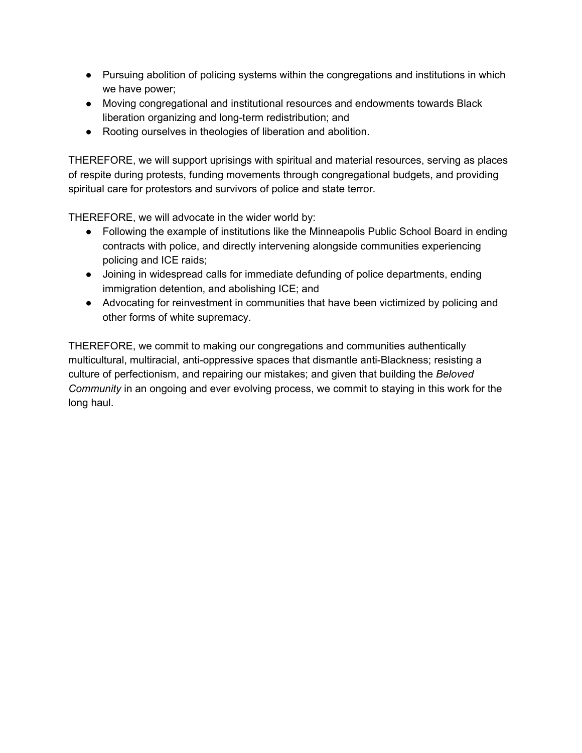- Pursuing abolition of policing systems within the congregations and institutions in which we have power;
- Moving congregational and institutional resources and endowments towards Black liberation organizing and long-term redistribution; and
- Rooting ourselves in theologies of liberation and abolition.

THEREFORE, we will support uprisings with spiritual and material resources, serving as places of respite during protests, funding movements through congregational budgets, and providing spiritual care for protestors and survivors of police and state terror.

THEREFORE, we will advocate in the wider world by:

- Following the example of institutions like the Minneapolis Public School Board in ending contracts with police, and directly intervening alongside communities experiencing policing and ICE raids;
- Joining in widespread calls for immediate defunding of police departments, ending immigration detention, and abolishing ICE; and
- Advocating for reinvestment in communities that have been victimized by policing and other forms of white supremacy.

THEREFORE, we commit to making our congregations and communities authentically multicultural, multiracial, anti-oppressive spaces that dismantle anti-Blackness; resisting a culture of perfectionism, and repairing our mistakes; and given that building the *Beloved Community* in an ongoing and ever evolving process, we commit to staying in this work for the long haul.